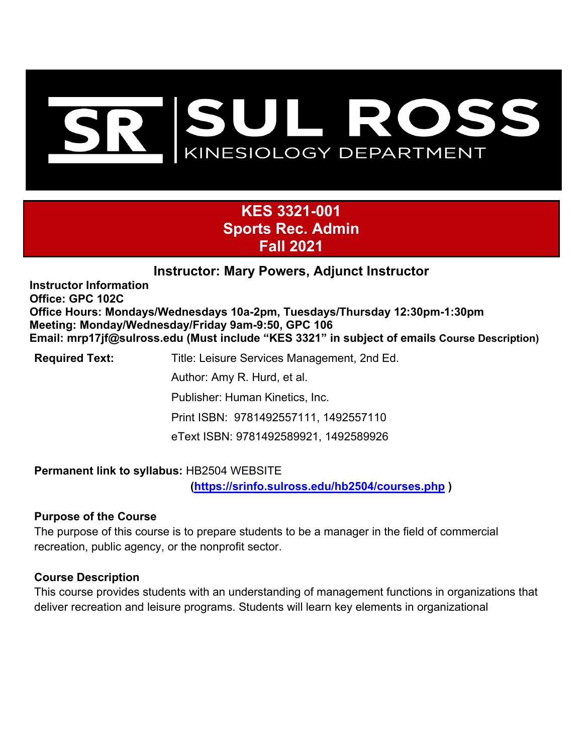SUL ROSS
KINESIOLOGY DEPARTMENT

# KES 3321-001
# Sports Rec. Admin
# Fall 2021

## Instructor: Mary Powers, Adjunct Instructor

**Instructor Information**
**Office: GPC 102C**
**Office Hours: Mondays/Wednesdays 10a-2pm, Tuesdays/Thursday 12:30pm-1:30pm**
**Meeting: Monday/Wednesday/Friday 9am-9:50, GPC 106**
**Email: mrp17jf@sulross.edu (Must include "KES 3321" in subject of emails Course Description)**

| **Required Text:** | Title: Leisure Services Management, 2nd Ed. |
|---|---|
| | Author: Amy R. Hurd, et al. |
| | Publisher: Human Kinetics, Inc. |
| | Print ISBN: 9781492557111, 1492557110 |
| | eText ISBN: 9781492589921, 1492589926 |

**Permanent link to syllabus:** HB2504 WEBSITE
**([https://srinfo.sulross.edu/hb2504/courses.php](https://srinfo.sulross.edu/hb2504/courses.php) )**

### Purpose of the Course

The purpose of this course is to prepare students to be a manager in the field of commercial recreation, public agency, or the nonprofit sector.

### Course Description

This course provides students with an understanding of management functions in organizations that deliver recreation and leisure programs. Students will learn key elements in organizational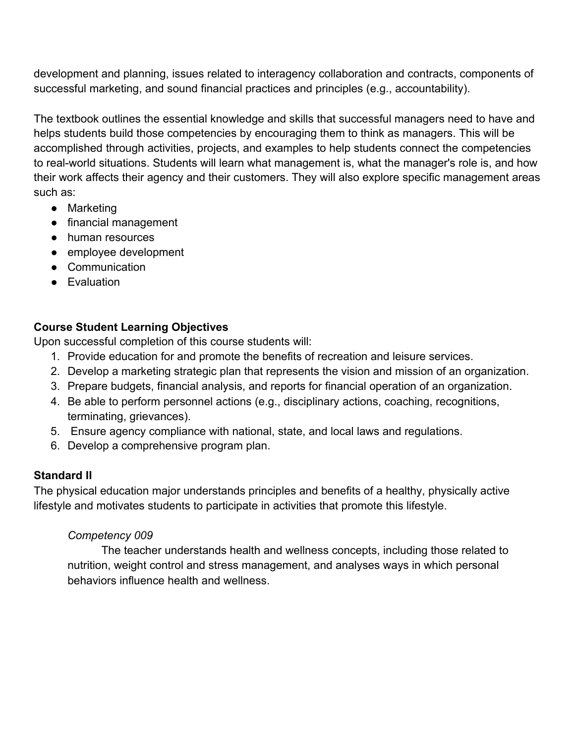development and planning, issues related to interagency collaboration and contracts, components of successful marketing, and sound financial practices and principles (e.g., accountability).

The textbook outlines the essential knowledge and skills that successful managers need to have and helps students build those competencies by encouraging them to think as managers. This will be accomplished through activities, projects, and examples to help students connect the competencies to real-world situations. Students will learn what management is, what the manager's role is, and how their work affects their agency and their customers. They will also explore specific management areas such as:

- Marketing
- financial management
- human resources
- employee development
- Communication
- Evaluation

**Course Student Learning Objectives**

Upon successful completion of this course students will:

1. Provide education for and promote the benefits of recreation and leisure services.
2. Develop a marketing strategic plan that represents the vision and mission of an organization.
3. Prepare budgets, financial analysis, and reports for financial operation of an organization.
4. Be able to perform personnel actions (e.g., disciplinary actions, coaching, recognitions, terminating, grievances).
5. Ensure agency compliance with national, state, and local laws and regulations.
6. Develop a comprehensive program plan.

**Standard II**

The physical education major understands principles and benefits of a healthy, physically active lifestyle and motivates students to participate in activities that promote this lifestyle.

*Competency 009*

The teacher understands health and wellness concepts, including those related to nutrition, weight control and stress management, and analyses ways in which personal behaviors influence health and wellness.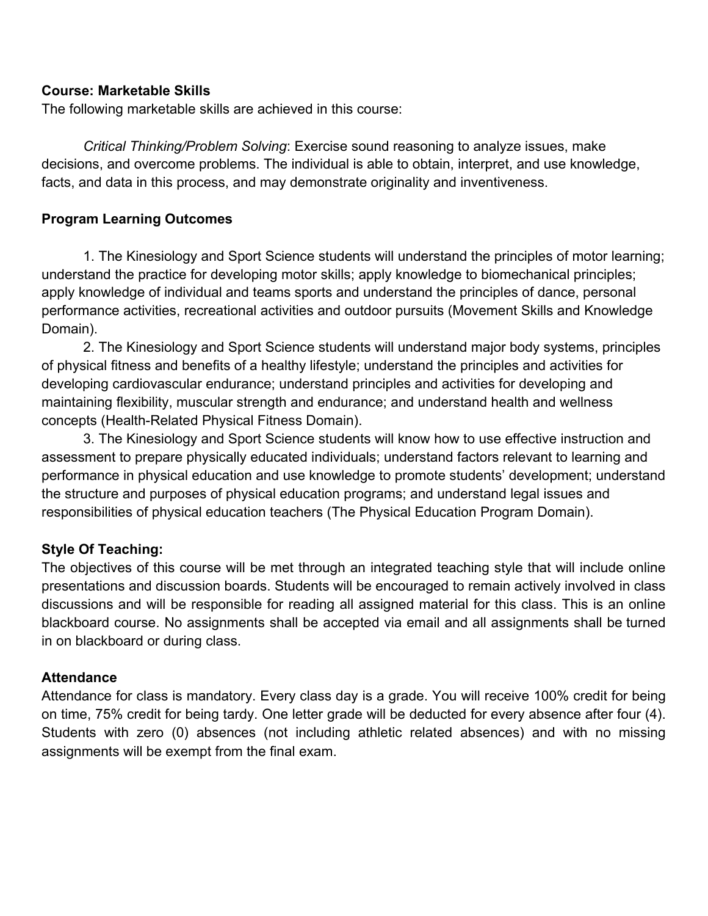**Course: Marketable Skills**

The following marketable skills are achieved in this course:

*Critical Thinking/Problem Solving*: Exercise sound reasoning to analyze issues, make decisions, and overcome problems. The individual is able to obtain, interpret, and use knowledge, facts, and data in this process, and may demonstrate originality and inventiveness.

**Program Learning Outcomes**

1. The Kinesiology and Sport Science students will understand the principles of motor learning; understand the practice for developing motor skills; apply knowledge to biomechanical principles; apply knowledge of individual and teams sports and understand the principles of dance, personal performance activities, recreational activities and outdoor pursuits (Movement Skills and Knowledge Domain).
2. The Kinesiology and Sport Science students will understand major body systems, principles of physical fitness and benefits of a healthy lifestyle; understand the principles and activities for developing cardiovascular endurance; understand principles and activities for developing and maintaining flexibility, muscular strength and endurance; and understand health and wellness concepts (Health-Related Physical Fitness Domain).
3. The Kinesiology and Sport Science students will know how to use effective instruction and assessment to prepare physically educated individuals; understand factors relevant to learning and performance in physical education and use knowledge to promote students' development; understand the structure and purposes of physical education programs; and understand legal issues and responsibilities of physical education teachers (The Physical Education Program Domain).

**Style Of Teaching:**

The objectives of this course will be met through an integrated teaching style that will include online presentations and discussion boards. Students will be encouraged to remain actively involved in class discussions and will be responsible for reading all assigned material for this class. This is an online blackboard course. No assignments shall be accepted via email and all assignments shall be turned in on blackboard or during class.

**Attendance**

Attendance for class is mandatory. Every class day is a grade. You will receive 100% credit for being on time, 75% credit for being tardy. One letter grade will be deducted for every absence after four (4). Students with zero (0) absences (not including athletic related absences) and with no missing assignments will be exempt from the final exam.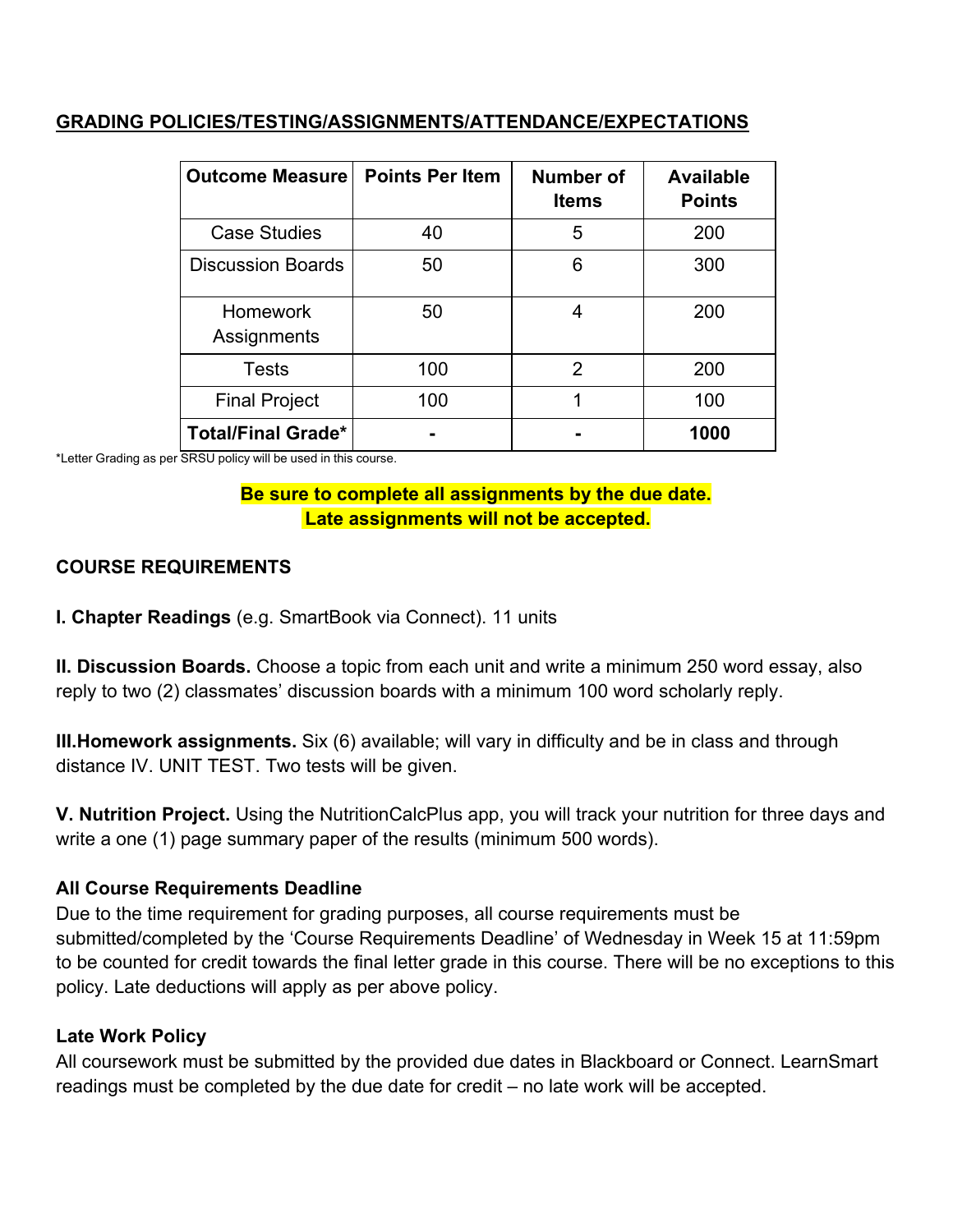## GRADING POLICIES/TESTING/ASSIGNMENTS/ATTENDANCE/EXPECTATIONS

| Outcome Measure | Points Per Item | Number of Items | Available Points |
|---|---|---|---|
| Case Studies | 40 | 5 | 200 |
| Discussion Boards | 50 | 6 | 300 |
| Homework Assignments | 50 | 4 | 200 |
| Tests | 100 | 2 | 200 |
| Final Project | 100 | 1 | 100 |
| **Total/Final Grade*** | **-** | **-** | **1000** |

*Letter Grading as per SRSU policy will be used in this course.

**Be sure to complete all assignments by the due date.**
**Late assignments will not be accepted.**

### COURSE REQUIREMENTS

**I. Chapter Readings** (e.g. SmartBook via Connect). 11 units

**II. Discussion Boards.** Choose a topic from each unit and write a minimum 250 word essay, also reply to two (2) classmates' discussion boards with a minimum 100 word scholarly reply.

**III.Homework assignments.** Six (6) available; will vary in difficulty and be in class and through distance IV. UNIT TEST. Two tests will be given.

**V. Nutrition Project.** Using the NutritionCalcPlus app, you will track your nutrition for three days and write a one (1) page summary paper of the results (minimum 500 words).

**All Course Requirements Deadline**

Due to the time requirement for grading purposes, all course requirements must be submitted/completed by the 'Course Requirements Deadline' of Wednesday in Week 15 at 11:59pm to be counted for credit towards the final letter grade in this course. There will be no exceptions to this policy. Late deductions will apply as per above policy.

**Late Work Policy**

All coursework must be submitted by the provided due dates in Blackboard or Connect. LearnSmart readings must be completed by the due date for credit – no late work will be accepted.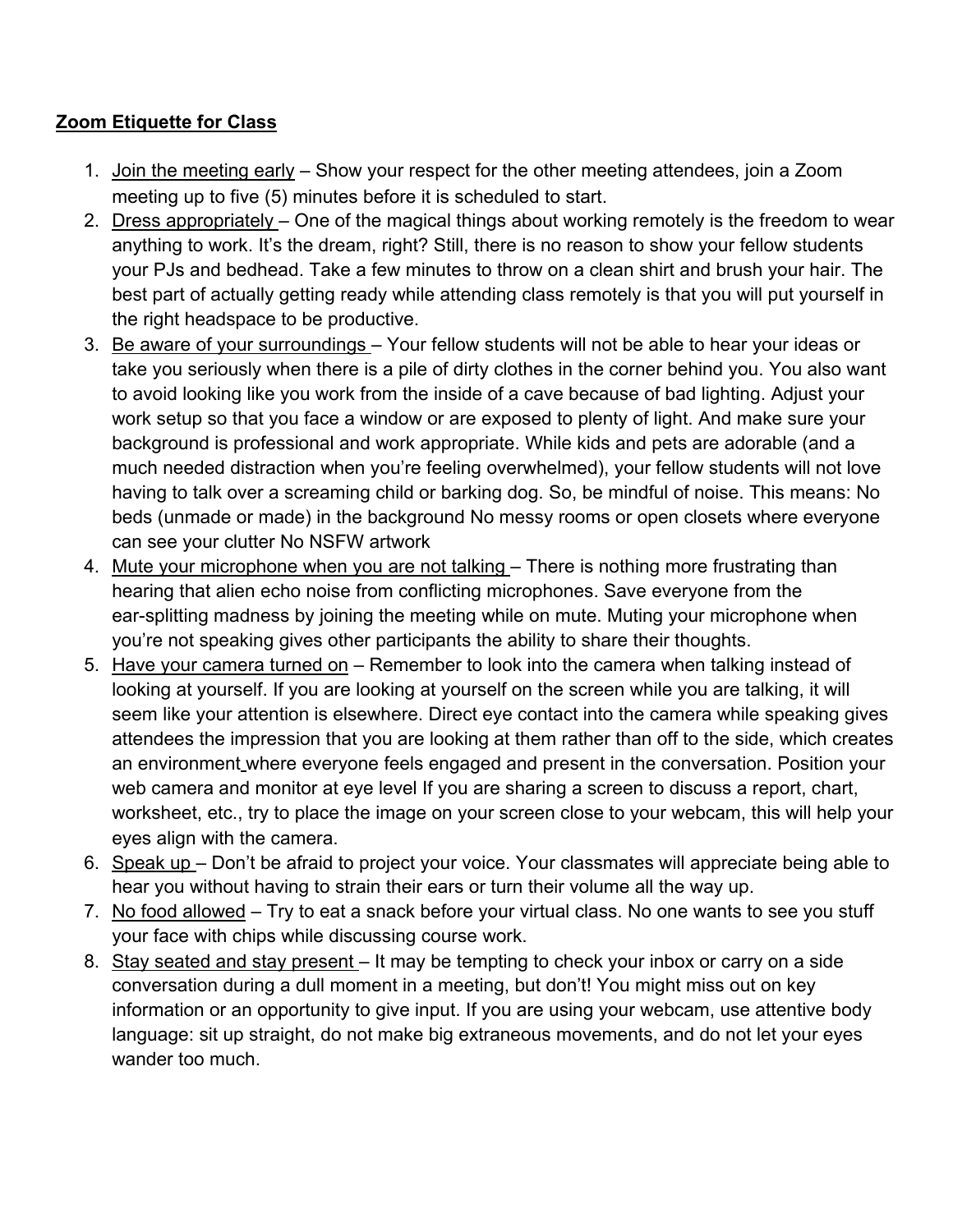**Zoom Etiquette for Class**

1. Join the meeting early – Show your respect for the other meeting attendees, join a Zoom meeting up to five (5) minutes before it is scheduled to start.
2. Dress appropriately – One of the magical things about working remotely is the freedom to wear anything to work. It's the dream, right? Still, there is no reason to show your fellow students your PJs and bedhead. Take a few minutes to throw on a clean shirt and brush your hair. The best part of actually getting ready while attending class remotely is that you will put yourself in the right headspace to be productive.
3. Be aware of your surroundings – Your fellow students will not be able to hear your ideas or take you seriously when there is a pile of dirty clothes in the corner behind you. You also want to avoid looking like you work from the inside of a cave because of bad lighting. Adjust your work setup so that you face a window or are exposed to plenty of light. And make sure your background is professional and work appropriate. While kids and pets are adorable (and a much needed distraction when you're feeling overwhelmed), your fellow students will not love having to talk over a screaming child or barking dog. So, be mindful of noise. This means: No beds (unmade or made) in the background No messy rooms or open closets where everyone can see your clutter No NSFW artwork
4. Mute your microphone when you are not talking – There is nothing more frustrating than hearing that alien echo noise from conflicting microphones. Save everyone from the ear-splitting madness by joining the meeting while on mute. Muting your microphone when you're not speaking gives other participants the ability to share their thoughts.
5. Have your camera turned on – Remember to look into the camera when talking instead of looking at yourself. If you are looking at yourself on the screen while you are talking, it will seem like your attention is elsewhere. Direct eye contact into the camera while speaking gives attendees the impression that you are looking at them rather than off to the side, which creates an environment where everyone feels engaged and present in the conversation. Position your web camera and monitor at eye level If you are sharing a screen to discuss a report, chart, worksheet, etc., try to place the image on your screen close to your webcam, this will help your eyes align with the camera.
6. Speak up – Don't be afraid to project your voice. Your classmates will appreciate being able to hear you without having to strain their ears or turn their volume all the way up.
7. No food allowed – Try to eat a snack before your virtual class. No one wants to see you stuff your face with chips while discussing course work.
8. Stay seated and stay present – It may be tempting to check your inbox or carry on a side conversation during a dull moment in a meeting, but don't! You might miss out on key information or an opportunity to give input. If you are using your webcam, use attentive body language: sit up straight, do not make big extraneous movements, and do not let your eyes wander too much.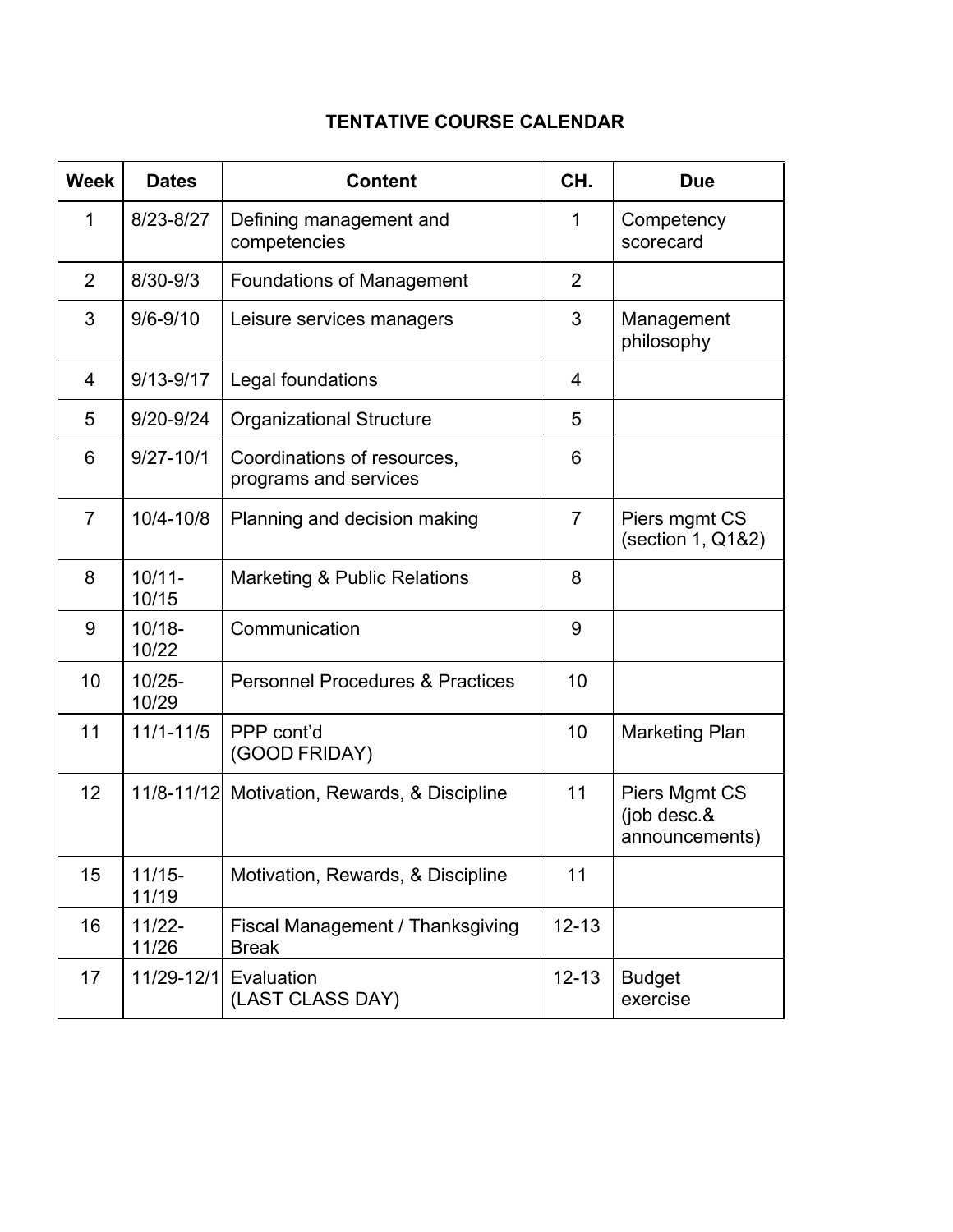## TENTATIVE COURSE CALENDAR

| Week | Dates | Content | CH. | Due |
|---|---|---|---|---|
| 1 | 8/23-8/27 | Defining management and competencies | 1 | Competency scorecard |
| 2 | 8/30-9/3 | Foundations of Management | 2 | |
| 3 | 9/6-9/10 | Leisure services managers | 3 | Management philosophy |
| 4 | 9/13-9/17 | Legal foundations | 4 | |
| 5 | 9/20-9/24 | Organizational Structure | 5 | |
| 6 | 9/27-10/1 | Coordinations of resources, programs and services | 6 | |
| 7 | 10/4-10/8 | Planning and decision making | 7 | Piers mgmt CS (section 1, Q1&2) |
| 8 | 10/11-10/15 | Marketing & Public Relations | 8 | |
| 9 | 10/18-10/22 | Communication | 9 | |
| 10 | 10/25-10/29 | Personnel Procedures & Practices | 10 | |
| 11 | 11/1-11/5 | PPP cont'd (GOOD FRIDAY) | 10 | Marketing Plan |
| 12 | 11/8-11/12 | Motivation, Rewards, & Discipline | 11 | Piers Mgmt CS (job desc.& announcements) |
| 15 | 11/15-11/19 | Motivation, Rewards, & Discipline | 11 | |
| 16 | 11/22-11/26 | Fiscal Management / Thanksgiving Break | 12-13 | |
| 17 | 11/29-12/1 | Evaluation (LAST CLASS DAY) | 12-13 | Budget exercise |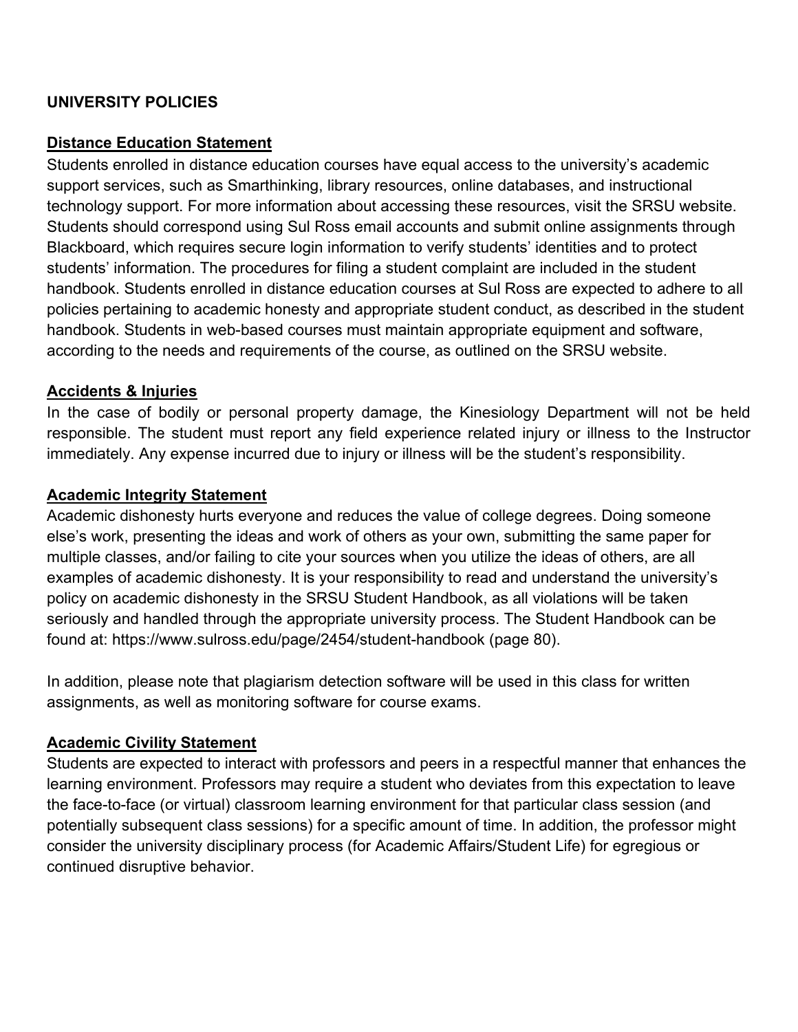## UNIVERSITY POLICIES

### Distance Education Statement

Students enrolled in distance education courses have equal access to the university's academic support services, such as Smarthinking, library resources, online databases, and instructional technology support. For more information about accessing these resources, visit the SRSU website. Students should correspond using Sul Ross email accounts and submit online assignments through Blackboard, which requires secure login information to verify students' identities and to protect students' information. The procedures for filing a student complaint are included in the student handbook. Students enrolled in distance education courses at Sul Ross are expected to adhere to all policies pertaining to academic honesty and appropriate student conduct, as described in the student handbook. Students in web-based courses must maintain appropriate equipment and software, according to the needs and requirements of the course, as outlined on the SRSU website.

### Accidents & Injuries

In the case of bodily or personal property damage, the Kinesiology Department will not be held responsible. The student must report any field experience related injury or illness to the Instructor immediately. Any expense incurred due to injury or illness will be the student's responsibility.

### Academic Integrity Statement

Academic dishonesty hurts everyone and reduces the value of college degrees. Doing someone else's work, presenting the ideas and work of others as your own, submitting the same paper for multiple classes, and/or failing to cite your sources when you utilize the ideas of others, are all examples of academic dishonesty. It is your responsibility to read and understand the university's policy on academic dishonesty in the SRSU Student Handbook, as all violations will be taken seriously and handled through the appropriate university process. The Student Handbook can be found at: https://www.sulross.edu/page/2454/student-handbook (page 80).

In addition, please note that plagiarism detection software will be used in this class for written assignments, as well as monitoring software for course exams.

### Academic Civility Statement

Students are expected to interact with professors and peers in a respectful manner that enhances the learning environment. Professors may require a student who deviates from this expectation to leave the face-to-face (or virtual) classroom learning environment for that particular class session (and potentially subsequent class sessions) for a specific amount of time. In addition, the professor might consider the university disciplinary process (for Academic Affairs/Student Life) for egregious or continued disruptive behavior.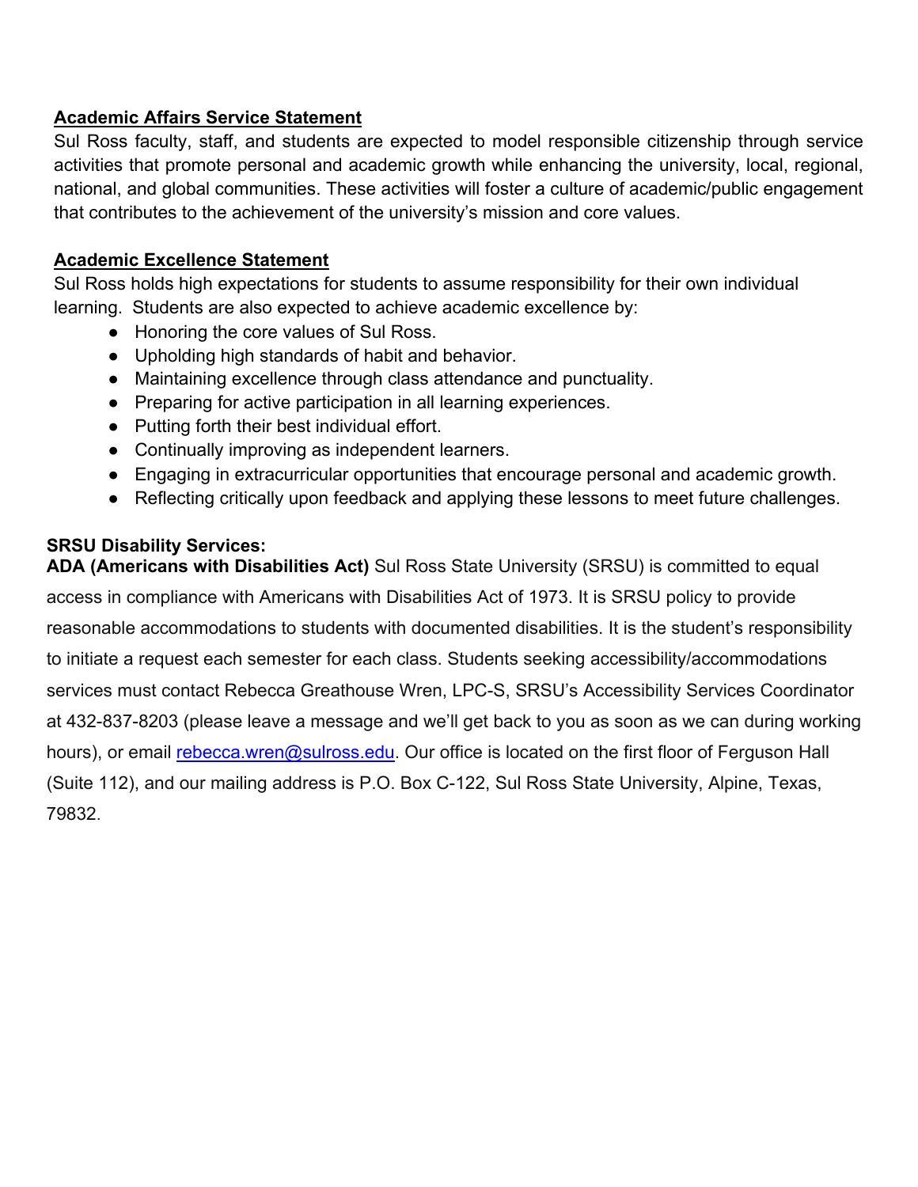## Academic Affairs Service Statement

Sul Ross faculty, staff, and students are expected to model responsible citizenship through service activities that promote personal and academic growth while enhancing the university, local, regional, national, and global communities. These activities will foster a culture of academic/public engagement that contributes to the achievement of the university's mission and core values.

## Academic Excellence Statement

Sul Ross holds high expectations for students to assume responsibility for their own individual learning. Students are also expected to achieve academic excellence by:

- Honoring the core values of Sul Ross.
- Upholding high standards of habit and behavior.
- Maintaining excellence through class attendance and punctuality.
- Preparing for active participation in all learning experiences.
- Putting forth their best individual effort.
- Continually improving as independent learners.
- Engaging in extracurricular opportunities that encourage personal and academic growth.
- Reflecting critically upon feedback and applying these lessons to meet future challenges.

**SRSU Disability Services:**

**ADA (Americans with Disabilities Act)** Sul Ross State University (SRSU) is committed to equal access in compliance with Americans with Disabilities Act of 1973. It is SRSU policy to provide reasonable accommodations to students with documented disabilities. It is the student's responsibility to initiate a request each semester for each class. Students seeking accessibility/accommodations services must contact Rebecca Greathouse Wren, LPC-S, SRSU's Accessibility Services Coordinator at 432-837-8203 (please leave a message and we'll get back to you as soon as we can during working hours), or email rebecca.wren@sulross.edu. Our office is located on the first floor of Ferguson Hall (Suite 112), and our mailing address is P.O. Box C-122, Sul Ross State University, Alpine, Texas, 79832.